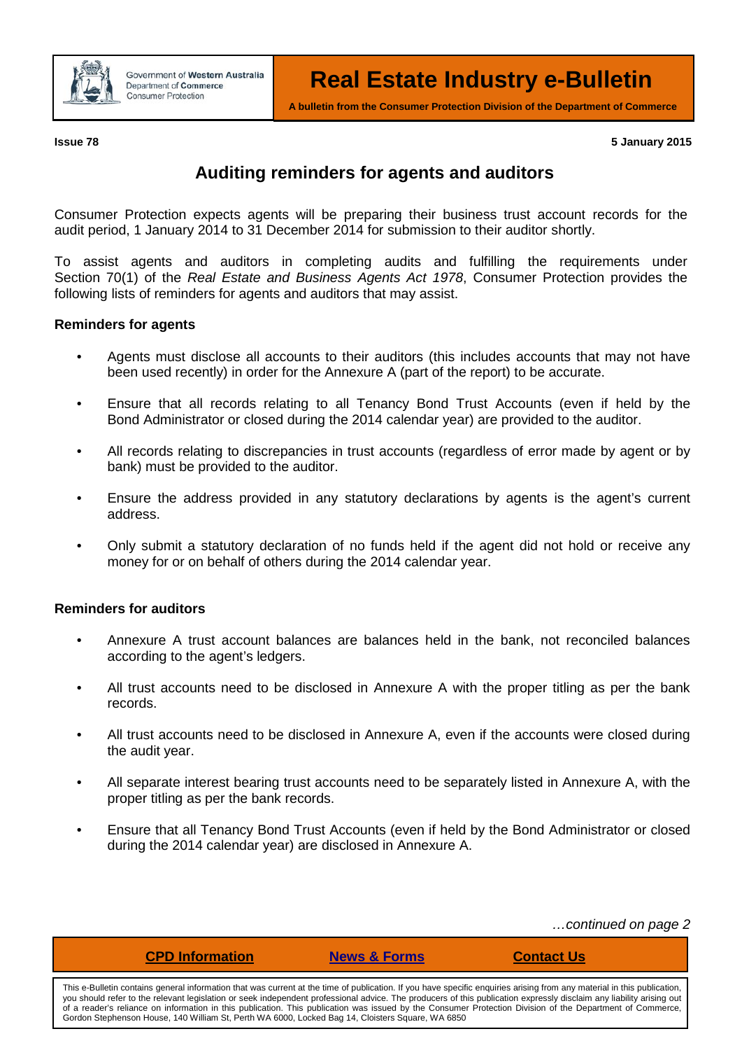Government of Western Australia
Department of Commerce
Consumer Protection

# Real Estate Industry e-Bulletin

**A bulletin from the Consumer Protection Division of the Department of Commerce**

**Issue 78** **5 January 2015**

## Auditing reminders for agents and auditors

Consumer Protection expects agents will be preparing their business trust account records for the audit period, 1 January 2014 to 31 December 2014 for submission to their auditor shortly.

To assist agents and auditors in completing audits and fulfilling the requirements under Section 70(1) of the *Real Estate and Business Agents Act 1978*, Consumer Protection provides the following lists of reminders for agents and auditors that may assist.

**Reminders for agents**

- Agents must disclose all accounts to their auditors (this includes accounts that may not have been used recently) in order for the Annexure A (part of the report) to be accurate.
- Ensure that all records relating to all Tenancy Bond Trust Accounts (even if held by the Bond Administrator or closed during the 2014 calendar year) are provided to the auditor.
- All records relating to discrepancies in trust accounts (regardless of error made by agent or by bank) must be provided to the auditor.
- Ensure the address provided in any statutory declarations by agents is the agent's current address.
- Only submit a statutory declaration of no funds held if the agent did not hold or receive any money for or on behalf of others during the 2014 calendar year.

**Reminders for auditors**

- Annexure A trust account balances are balances held in the bank, not reconciled balances according to the agent's ledgers.
- All trust accounts need to be disclosed in Annexure A with the proper titling as per the bank records.
- All trust accounts need to be disclosed in Annexure A, even if the accounts were closed during the audit year.
- All separate interest bearing trust accounts need to be separately listed in Annexure A, with the proper titling as per the bank records.
- Ensure that all Tenancy Bond Trust Accounts (even if held by the Bond Administrator or closed during the 2014 calendar year) are disclosed in Annexure A.

*…continued on page 2*

**CPD Information** | **News & Forms** | **Contact Us**

This e-Bulletin contains general information that was current at the time of publication. If you have specific enquiries arising from any material in this publication, you should refer to the relevant legislation or seek independent professional advice. The producers of this publication expressly disclaim any liability arising out of a reader's reliance on information in this publication. This publication was issued by the Consumer Protection Division of the Department of Commerce, Gordon Stephenson House, 140 William St, Perth WA 6000, Locked Bag 14, Cloisters Square, WA 6850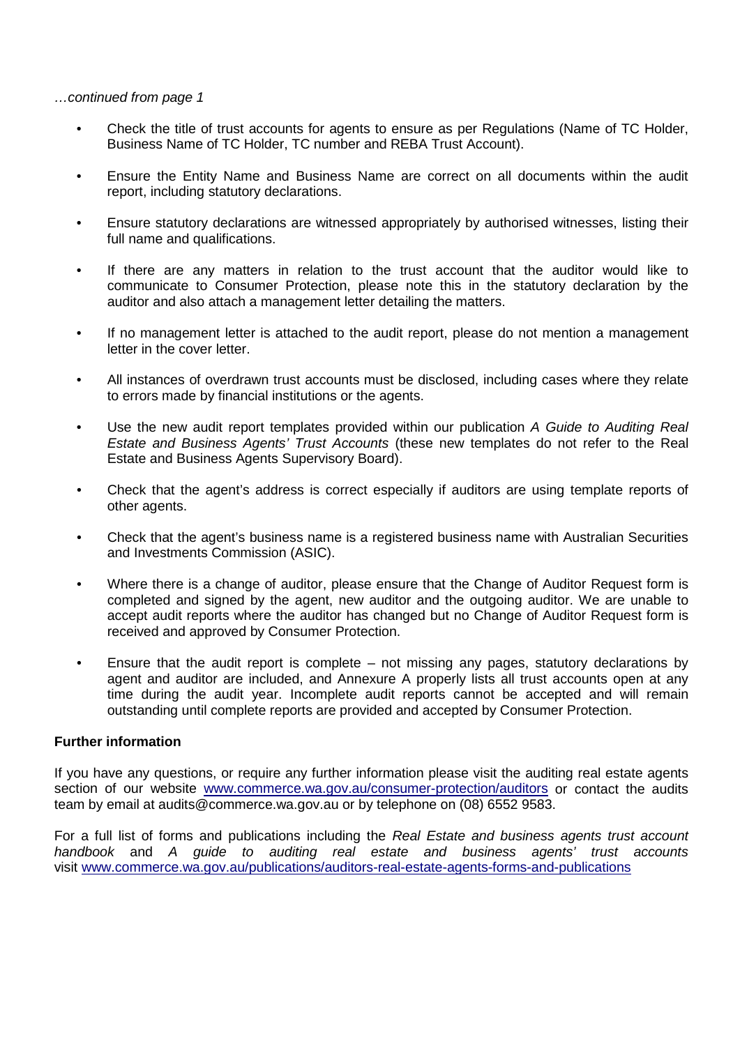*…continued from page 1*

- Check the title of trust accounts for agents to ensure as per Regulations (Name of TC Holder, Business Name of TC Holder, TC number and REBA Trust Account).
- Ensure the Entity Name and Business Name are correct on all documents within the audit report, including statutory declarations.
- Ensure statutory declarations are witnessed appropriately by authorised witnesses, listing their full name and qualifications.
- If there are any matters in relation to the trust account that the auditor would like to communicate to Consumer Protection, please note this in the statutory declaration by the auditor and also attach a management letter detailing the matters.
- If no management letter is attached to the audit report, please do not mention a management letter in the cover letter.
- All instances of overdrawn trust accounts must be disclosed, including cases where they relate to errors made by financial institutions or the agents.
- Use the new audit report templates provided within our publication *A Guide to Auditing Real Estate and Business Agents' Trust Accounts* (these new templates do not refer to the Real Estate and Business Agents Supervisory Board).
- Check that the agent's address is correct especially if auditors are using template reports of other agents.
- Check that the agent's business name is a registered business name with Australian Securities and Investments Commission (ASIC).
- Where there is a change of auditor, please ensure that the Change of Auditor Request form is completed and signed by the agent, new auditor and the outgoing auditor. We are unable to accept audit reports where the auditor has changed but no Change of Auditor Request form is received and approved by Consumer Protection.
- Ensure that the audit report is complete – not missing any pages, statutory declarations by agent and auditor are included, and Annexure A properly lists all trust accounts open at any time during the audit year. Incomplete audit reports cannot be accepted and will remain outstanding until complete reports are provided and accepted by Consumer Protection.

**Further information**

If you have any questions, or require any further information please visit the auditing real estate agents section of our website [www.commerce.wa.gov.au/consumer-protection/auditors](www.commerce.wa.gov.au/consumer-protection/auditors) or contact the audits team by email at audits@commerce.wa.gov.au or by telephone on (08) 6552 9583.

For a full list of forms and publications including the *Real Estate and business agents trust account handbook* and *A guide to auditing real estate and business agents' trust accounts* visit [www.commerce.wa.gov.au/publications/auditors-real-estate-agents-forms-and-publications](www.commerce.wa.gov.au/publications/auditors-real-estate-agents-forms-and-publications)